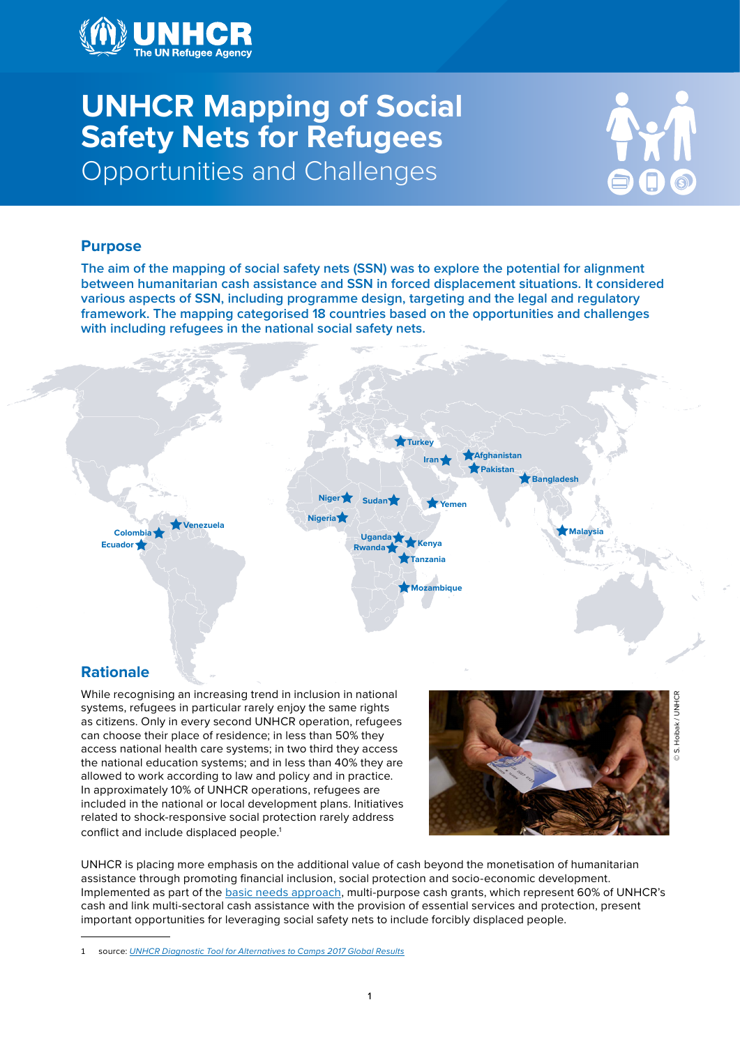# UNHCR Mapping of Social Safety Nets for Refugees

## Opportunities and Challenges

## Purpose

**The aim of the mapping of social safety nets (SSN) was to explore the potential for alignment between humanitarian cash assistance and SSN in forced displacement situations. It considered various aspects of SSN, including programme design, targeting and the legal and regulatory framework. The mapping categorised 18 countries based on the opportunities and challenges with including refugees in the national social safety nets.**

Turkey, Iran, Afghanistan, Pakistan, Bangladesh, Niger, Sudan, Yemen, Nigeria, Venezuela, Colombia, Ecuador, Uganda, Rwanda, Kenya, Tanzania, Mozambique, Malaysia

## Rationale

While recognising an increasing trend in inclusion in national systems, refugees in particular rarely enjoy the same rights as citizens. Only in every second UNHCR operation, refugees can choose their place of residence; in less than 50% they access national health care systems; in two third they access the national education systems; and in less than 40% they are allowed to work according to law and policy and in practice. In approximately 10% of UNHCR operations, refugees are included in the national or local development plans. Initiatives related to shock-responsive social protection rarely address conflict and include displaced people.[1]

© S. Hoibak / UNHCR

UNHCR is placing more emphasis on the additional value of cash beyond the monetisation of humanitarian assistance through promoting financial inclusion, social protection and socio-economic development. Implemented as part of the basic needs approach, multi-purpose cash grants, which represent 60% of UNHCR's cash and link multi-sectoral cash assistance with the provision of essential services and protection, present important opportunities for leveraging social safety nets to include forcibly displaced people.

1 source: *UNHCR Diagnostic Tool for Alternatives to Camps 2017 Global Results*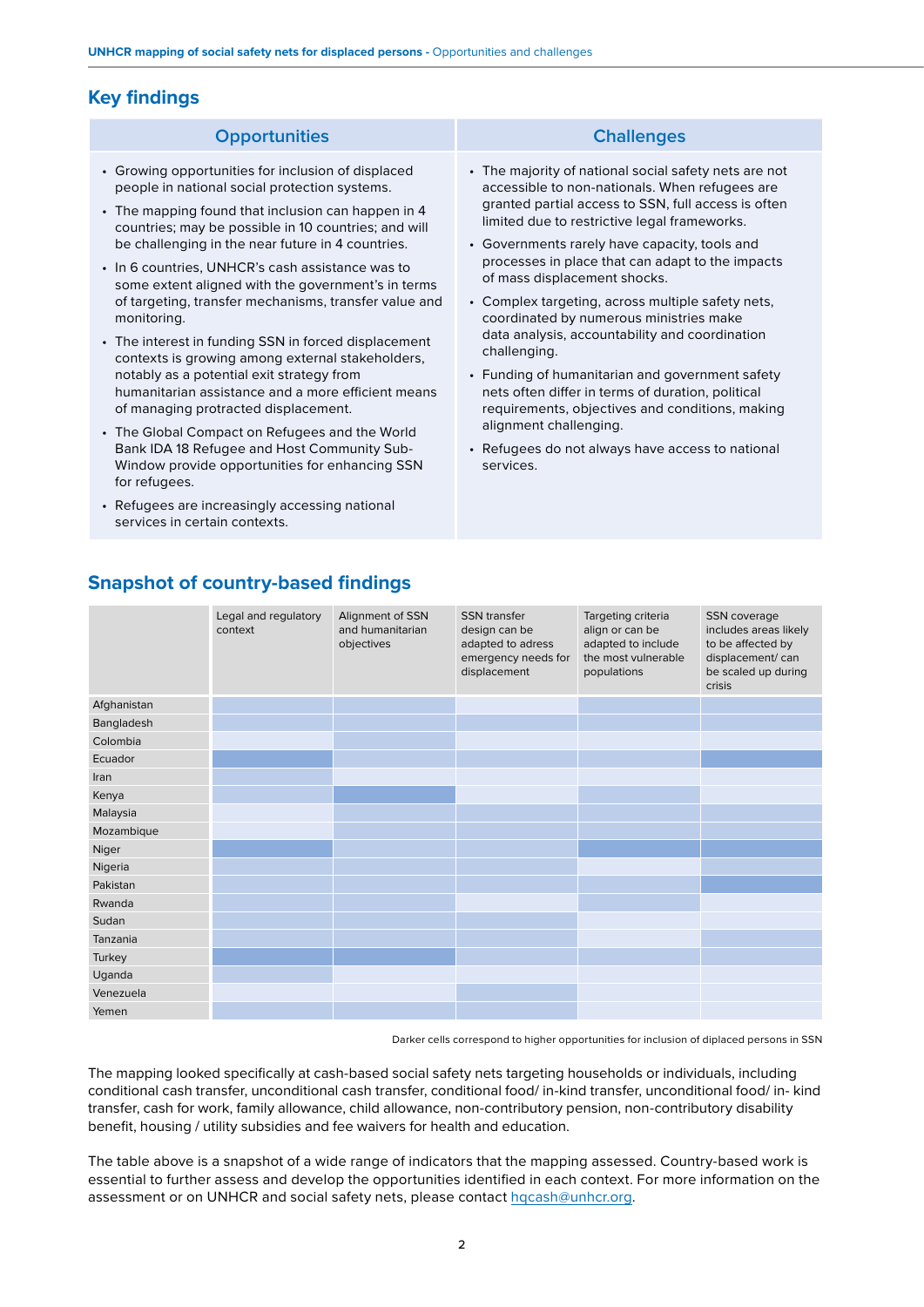## Key findings

| Opportunities | Challenges |
| --- | --- |
| • Growing opportunities for inclusion of displaced people in national social protection systems.<br>• The mapping found that inclusion can happen in 4 countries; may be possible in 10 countries; and will be challenging in the near future in 4 countries.<br>• In 6 countries, UNHCR's cash assistance was to some extent aligned with the government's in terms of targeting, transfer mechanisms, transfer value and monitoring.<br>• The interest in funding SSN in forced displacement contexts is growing among external stakeholders, notably as a potential exit strategy from humanitarian assistance and a more efficient means of managing protracted displacement.<br>• The Global Compact on Refugees and the World Bank IDA 18 Refugee and Host Community Sub-Window provide opportunities for enhancing SSN for refugees.<br>• Refugees are increasingly accessing national services in certain contexts. | • The majority of national social safety nets are not accessible to non-nationals. When refugees are granted partial access to SSN, full access is often limited due to restrictive legal frameworks.<br>• Governments rarely have capacity, tools and processes in place that can adapt to the impacts of mass displacement shocks.<br>• Complex targeting, across multiple safety nets, coordinated by numerous ministries make data analysis, accountability and coordination challenging.<br>• Funding of humanitarian and government safety nets often differ in terms of duration, political requirements, objectives and conditions, making alignment challenging.<br>• Refugees do not always have access to national services. |

## Snapshot of country-based findings

| | Legal and regulatory context | Alignment of SSN and humanitarian objectives | SSN transfer design can be adapted to adress emergency needs for displacement | Targeting criteria align or can be adapted to include the most vulnerable populations | SSN coverage includes areas likely to be affected by displacement/ can be scaled up during crisis |
| --- | --- | --- | --- | --- | --- |
| Afghanistan | | | | | |
| Bangladesh | | | | | |
| Colombia | | | | | |
| Ecuador | | | | | |
| Iran | | | | | |
| Kenya | | | | | |
| Malaysia | | | | | |
| Mozambique | | | | | |
| Niger | | | | | |
| Nigeria | | | | | |
| Pakistan | | | | | |
| Rwanda | | | | | |
| Sudan | | | | | |
| Tanzania | | | | | |
| Turkey | | | | | |
| Uganda | | | | | |
| Venezuela | | | | | |
| Yemen | | | | | |

Darker cells correspond to higher opportunities for inclusion of diplaced persons in SSN

The mapping looked specifically at cash-based social safety nets targeting households or individuals, including conditional cash transfer, unconditional cash transfer, conditional food/ in-kind transfer, unconditional food/ in- kind transfer, cash for work, family allowance, child allowance, non-contributory pension, non-contributory disability benefit, housing / utility subsidies and fee waivers for health and education.

The table above is a snapshot of a wide range of indicators that the mapping assessed. Country-based work is essential to further assess and develop the opportunities identified in each context. For more information on the assessment or on UNHCR and social safety nets, please contact hqcash@unhcr.org.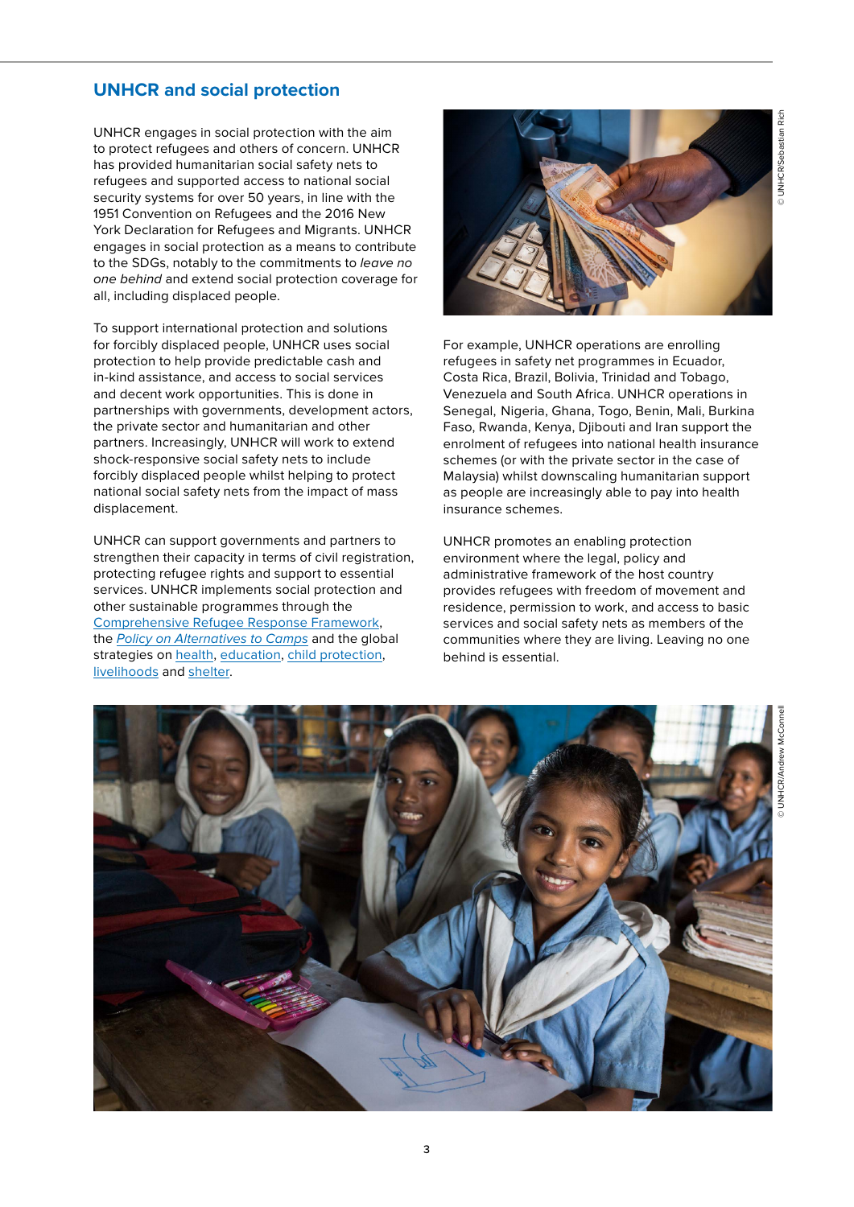## UNHCR and social protection

UNHCR engages in social protection with the aim to protect refugees and others of concern. UNHCR has provided humanitarian social safety nets to refugees and supported access to national social security systems for over 50 years, in line with the 1951 Convention on Refugees and the 2016 New York Declaration for Refugees and Migrants. UNHCR engages in social protection as a means to contribute to the SDGs, notably to the commitments to *leave no one behind* and extend social protection coverage for all, including displaced people.

To support international protection and solutions for forcibly displaced people, UNHCR uses social protection to help provide predictable cash and in-kind assistance, and access to social services and decent work opportunities. This is done in partnerships with governments, development actors, the private sector and humanitarian and other partners. Increasingly, UNHCR will work to extend shock-responsive social safety nets to include forcibly displaced people whilst helping to protect national social safety nets from the impact of mass displacement.

UNHCR can support governments and partners to strengthen their capacity in terms of civil registration, protecting refugee rights and support to essential services. UNHCR implements social protection and other sustainable programmes through the Comprehensive Refugee Response Framework, the *Policy on Alternatives to Camps* and the global strategies on health, education, child protection, livelihoods and shelter.

© UNHCR/Sebastian Rich

For example, UNHCR operations are enrolling refugees in safety net programmes in Ecuador, Costa Rica, Brazil, Bolivia, Trinidad and Tobago, Venezuela and South Africa. UNHCR operations in Senegal, Nigeria, Ghana, Togo, Benin, Mali, Burkina Faso, Rwanda, Kenya, Djibouti and Iran support the enrolment of refugees into national health insurance schemes (or with the private sector in the case of Malaysia) whilst downscaling humanitarian support as people are increasingly able to pay into health insurance schemes.

UNHCR promotes an enabling protection environment where the legal, policy and administrative framework of the host country provides refugees with freedom of movement and residence, permission to work, and access to basic services and social safety nets as members of the communities where they are living. Leaving no one behind is essential.

© UNHCR/Andrew McConnell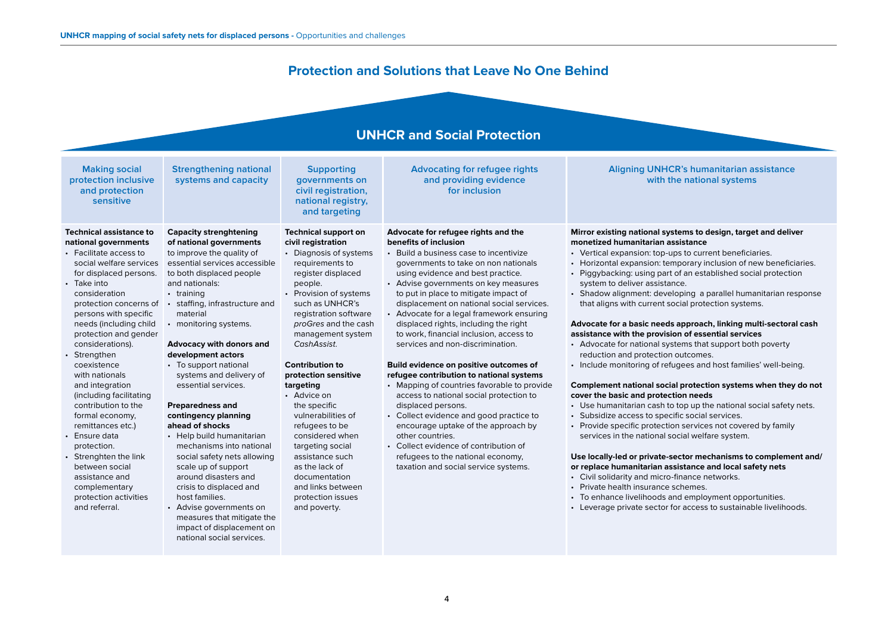## Protection and Solutions that Leave No One Behind

### UNHCR and Social Protection

#### Making social protection inclusive and protection sensitive

**Technical assistance to national governments**

- Facilitate access to social welfare services for displaced persons.
- Take into consideration protection concerns of persons with specific needs (including child protection and gender considerations).
- Strengthen coexistence with nationals and integration (including facilitating contribution to the formal economy, remittances etc.)
- Ensure data protection.
- Strenghten the link between social assistance and complementary protection activities and referral.

#### Strengthening national systems and capacity

**Capacity strenghtening of national governments** to improve the quality of essential services accessible to both displaced people and nationals:

- training
- staffing, infrastructure and material
- monitoring systems.

**Advocacy with donors and development actors**

- To support national systems and delivery of essential services.

**Preparedness and contingency planning ahead of shocks**

- Help build humanitarian mechanisms into national social safety nets allowing scale up of support around disasters and crisis to displaced and host families.
- Advise governments on measures that mitigate the impact of displacement on national social services.

#### Supporting governments on civil registration, national registry, and targeting

**Technical support on civil registration**

- Diagnosis of systems requirements to register displaced people.
- Provision of systems such as UNHCR's registration software *proGres* and the cash management system *CashAssist.*

**Contribution to protection sensitive targeting**

- Advice on the specific vulnerabilities of refugees to be considered when targeting social assistance such as the lack of documentation and links between protection issues and poverty.

#### Advocating for refugee rights and providing evidence for inclusion

**Advocate for refugee rights and the benefits of inclusion**

- Build a business case to incentivize governments to take on non nationals using evidence and best practice.
- Advise governments on key measures to put in place to mitigate impact of displacement on national social services.
- Advocate for a legal framework ensuring displaced rights, including the right to work, financial inclusion, access to services and non-discrimination.

**Build evidence on positive outcomes of refugee contribution to national systems**

- Mapping of countries favorable to provide access to national social protection to displaced persons.
- Collect evidence and good practice to encourage uptake of the approach by other countries.
- Collect evidence of contribution of refugees to the national economy, taxation and social service systems.

#### Aligning UNHCR's humanitarian assistance with the national systems

**Mirror existing national systems to design, target and deliver monetized humanitarian assistance**

- Vertical expansion: top-ups to current beneficiaries.
- Horizontal expansion: temporary inclusion of new beneficiaries.
- Piggybacking: using part of an established social protection system to deliver assistance.
- Shadow alignment: developing a parallel humanitarian response that aligns with current social protection systems.

**Advocate for a basic needs approach, linking multi-sectoral cash assistance with the provision of essential services**

- Advocate for national systems that support both poverty reduction and protection outcomes.
- Include monitoring of refugees and host families' well-being.

**Complement national social protection systems when they do not cover the basic and protection needs**

- Use humanitarian cash to top up the national social safety nets.
- Subsidize access to specific social services.
- Provide specific protection services not covered by family services in the national social welfare system.

**Use locally-led or private-sector mechanisms to complement and/or replace humanitarian assistance and local safety nets**

- Civil solidarity and micro-finance networks.
- Private health insurance schemes.
- To enhance livelihoods and employment opportunities.
- Leverage private sector for access to sustainable livelihoods.